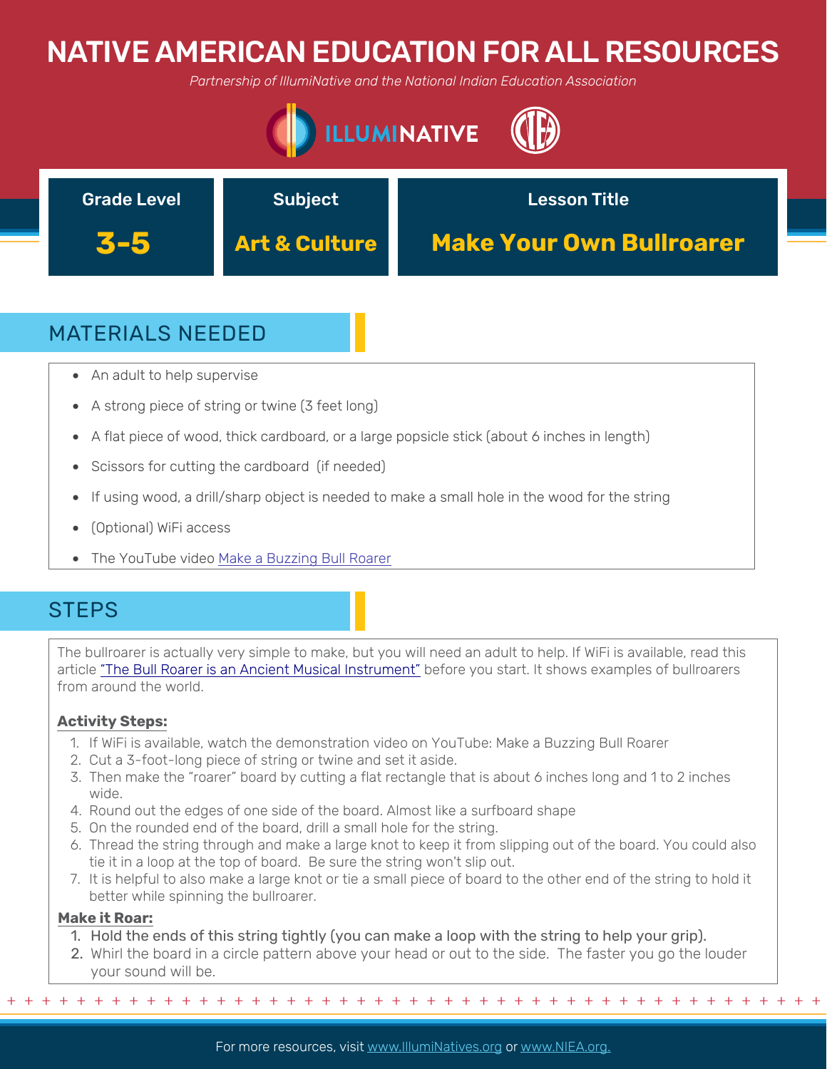# NATIVE AMERICAN EDUCATION FOR ALL RESOURCES

*Partnership of IllumiNative and the National Indian Education Association*

ILLUMINATIVE

| Grade Level | Subject | Lesson Title |
| --- | --- | --- |
| **3-5** | **Art & Culture** | **Make Your Own Bullroarer** |

## MATERIALS NEEDED

- An adult to help supervise
- A strong piece of string or twine (3 feet long)
- A flat piece of wood, thick cardboard, or a large popsicle stick (about 6 inches in length)
- Scissors for cutting the cardboard (if needed)
- If using wood, a drill/sharp object is needed to make a small hole in the wood for the string
- (Optional) WiFi access
- The YouTube video Make a Buzzing Bull Roarer

## STEPS

The bullroarer is actually very simple to make, but you will need an adult to help. If WiFi is available, read this article "The Bull Roarer is an Ancient Musical Instrument" before you start. It shows examples of bullroarers from around the world.

**Activity Steps:**

1. If WiFi is available, watch the demonstration video on YouTube: Make a Buzzing Bull Roarer
2. Cut a 3-foot-long piece of string or twine and set it aside.
3. Then make the "roarer" board by cutting a flat rectangle that is about 6 inches long and 1 to 2 inches wide.
4. Round out the edges of one side of the board. Almost like a surfboard shape
5. On the rounded end of the board, drill a small hole for the string.
6. Thread the string through and make a large knot to keep it from slipping out of the board. You could also tie it in a loop at the top of board. Be sure the string won't slip out.
7. It is helpful to also make a large knot or tie a small piece of board to the other end of the string to hold it better while spinning the bullroarer.

**Make it Roar:**

1. Hold the ends of this string tightly (you can make a loop with the string to help your grip).
2. Whirl the board in a circle pattern above your head or out to the side. The faster you go the louder your sound will be.

For more resources, visit www.IllumiNatives.org or www.NIEA.org.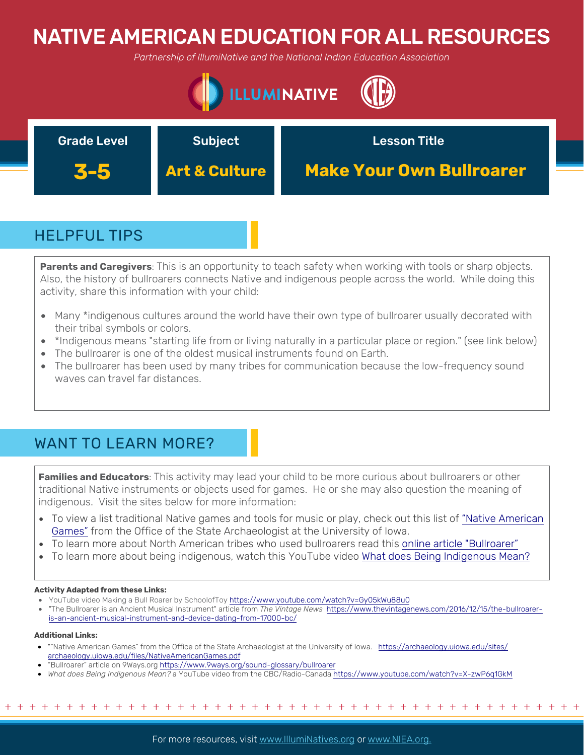# NATIVE AMERICAN EDUCATION FOR ALL RESOURCES

*Partnership of IllumiNative and the National Indian Education Association*

| Grade Level | Subject | Lesson Title |
| --- | --- | --- |
| **3-5** | **Art & Culture** | **Make Your Own Bullroarer** |

## HELPFUL TIPS

**Parents and Caregivers**: This is an opportunity to teach safety when working with tools or sharp objects. Also, the history of bullroarers connects Native and indigenous people across the world. While doing this activity, share this information with your child:

- Many *indigenous cultures around the world have their own type of bullroarer usually decorated with their tribal symbols or colors.
- *Indigenous means "starting life from or living naturally in a particular place or region." (see link below)
- The bullroarer is one of the oldest musical instruments found on Earth.
- The bullroarer has been used by many tribes for communication because the low-frequency sound waves can travel far distances.

## WANT TO LEARN MORE?

**Families and Educators**: This activity may lead your child to be more curious about bullroarers or other traditional Native instruments or objects used for games. He or she may also question the meaning of indigenous. Visit the sites below for more information:

- To view a list traditional Native games and tools for music or play, check out this list of "Native American Games" from the Office of the State Archaeologist at the University of Iowa.
- To learn more about North American tribes who used bullroarers read this online article "Bullroarer"
- To learn more about being indigenous, watch this YouTube video What does Being Indigenous Mean?

**Activity Adapted from these Links:**

- YouTube video Making a Bull Roarer by SchoolofToy https://www.youtube.com/watch?v=Gy05kWu88u0
- "The Bullroarer is an Ancient Musical Instrument" article from *The Vintage News* https://www.thevintagenews.com/2016/12/15/the-bullroarer-is-an-ancient-musical-instrument-and-device-dating-from-17000-bc/

**Additional Links:**

- ""Native American Games" from the Office of the State Archaeologist at the University of Iowa. https://archaeology.uiowa.edu/sites/archaeology.uiowa.edu/files/NativeAmericanGames.pdf
- "Bullroarer" article on 9Ways.org https://www.9ways.org/sound-glossary/bullroarer
- *What does Being Indigenous Mean?* a YouTube video from the CBC/Radio-Canada https://www.youtube.com/watch?v=X-zwP6q1GkM

For more resources, visit www.IllumiNatives.org or www.NIEA.org.